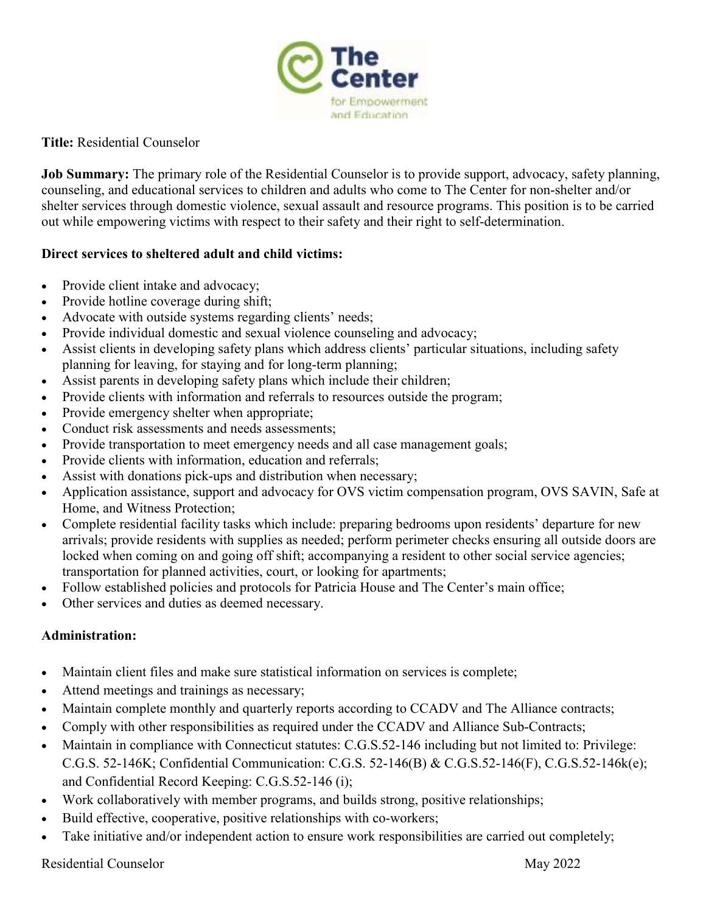**Title:** Residential Counselor

**Job Summary:** The primary role of the Residential Counselor is to provide support, advocacy, safety planning, counseling, and educational services to children and adults who come to The Center for non-shelter and/or shelter services through domestic violence, sexual assault and resource programs. This position is to be carried out while empowering victims with respect to their safety and their right to self-determination.

**Direct services to sheltered adult and child victims:**

- Provide client intake and advocacy;
- Provide hotline coverage during shift;
- Advocate with outside systems regarding clients' needs;
- Provide individual domestic and sexual violence counseling and advocacy;
- Assist clients in developing safety plans which address clients' particular situations, including safety planning for leaving, for staying and for long-term planning;
- Assist parents in developing safety plans which include their children;
- Provide clients with information and referrals to resources outside the program;
- Provide emergency shelter when appropriate;
- Conduct risk assessments and needs assessments;
- Provide transportation to meet emergency needs and all case management goals;
- Provide clients with information, education and referrals;
- Assist with donations pick-ups and distribution when necessary;
- Application assistance, support and advocacy for OVS victim compensation program, OVS SAVIN, Safe at Home, and Witness Protection;
- Complete residential facility tasks which include: preparing bedrooms upon residents' departure for new arrivals; provide residents with supplies as needed; perform perimeter checks ensuring all outside doors are locked when coming on and going off shift; accompanying a resident to other social service agencies; transportation for planned activities, court, or looking for apartments;
- Follow established policies and protocols for Patricia House and The Center's main office;
- Other services and duties as deemed necessary.

**Administration:**

- Maintain client files and make sure statistical information on services is complete;
- Attend meetings and trainings as necessary;
- Maintain complete monthly and quarterly reports according to CCADV and The Alliance contracts;
- Comply with other responsibilities as required under the CCADV and Alliance Sub-Contracts;
- Maintain in compliance with Connecticut statutes: C.G.S.52-146 including but not limited to: Privilege: C.G.S. 52-146K; Confidential Communication: C.G.S. 52-146(B) & C.G.S.52-146(F), C.G.S.52-146k(e); and Confidential Record Keeping: C.G.S.52-146 (i);
- Work collaboratively with member programs, and builds strong, positive relationships;
- Build effective, cooperative, positive relationships with co-workers;
- Take initiative and/or independent action to ensure work responsibilities are carried out completely;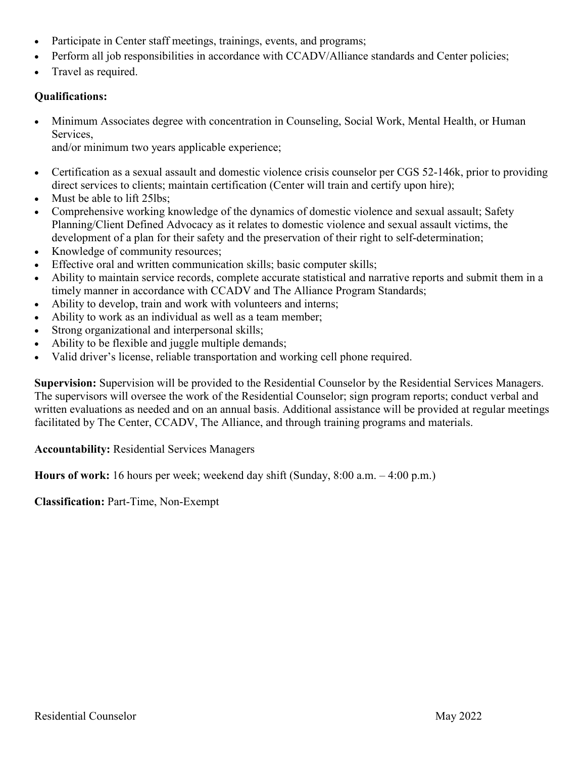- Participate in Center staff meetings, trainings, events, and programs;
- Perform all job responsibilities in accordance with CCADV/Alliance standards and Center policies;
- Travel as required.

**Qualifications:**

- Minimum Associates degree with concentration in Counseling, Social Work, Mental Health, or Human Services,
  and/or minimum two years applicable experience;
- Certification as a sexual assault and domestic violence crisis counselor per CGS 52-146k, prior to providing direct services to clients; maintain certification (Center will train and certify upon hire);
- Must be able to lift 25lbs;
- Comprehensive working knowledge of the dynamics of domestic violence and sexual assault; Safety Planning/Client Defined Advocacy as it relates to domestic violence and sexual assault victims, the development of a plan for their safety and the preservation of their right to self-determination;
- Knowledge of community resources;
- Effective oral and written communication skills; basic computer skills;
- Ability to maintain service records, complete accurate statistical and narrative reports and submit them in a timely manner in accordance with CCADV and The Alliance Program Standards;
- Ability to develop, train and work with volunteers and interns;
- Ability to work as an individual as well as a team member;
- Strong organizational and interpersonal skills;
- Ability to be flexible and juggle multiple demands;
- Valid driver's license, reliable transportation and working cell phone required.

**Supervision:** Supervision will be provided to the Residential Counselor by the Residential Services Managers. The supervisors will oversee the work of the Residential Counselor; sign program reports; conduct verbal and written evaluations as needed and on an annual basis. Additional assistance will be provided at regular meetings facilitated by The Center, CCADV, The Alliance, and through training programs and materials.

**Accountability:** Residential Services Managers

**Hours of work:** 16 hours per week; weekend day shift (Sunday, 8:00 a.m. – 4:00 p.m.)

**Classification:** Part-Time, Non-Exempt